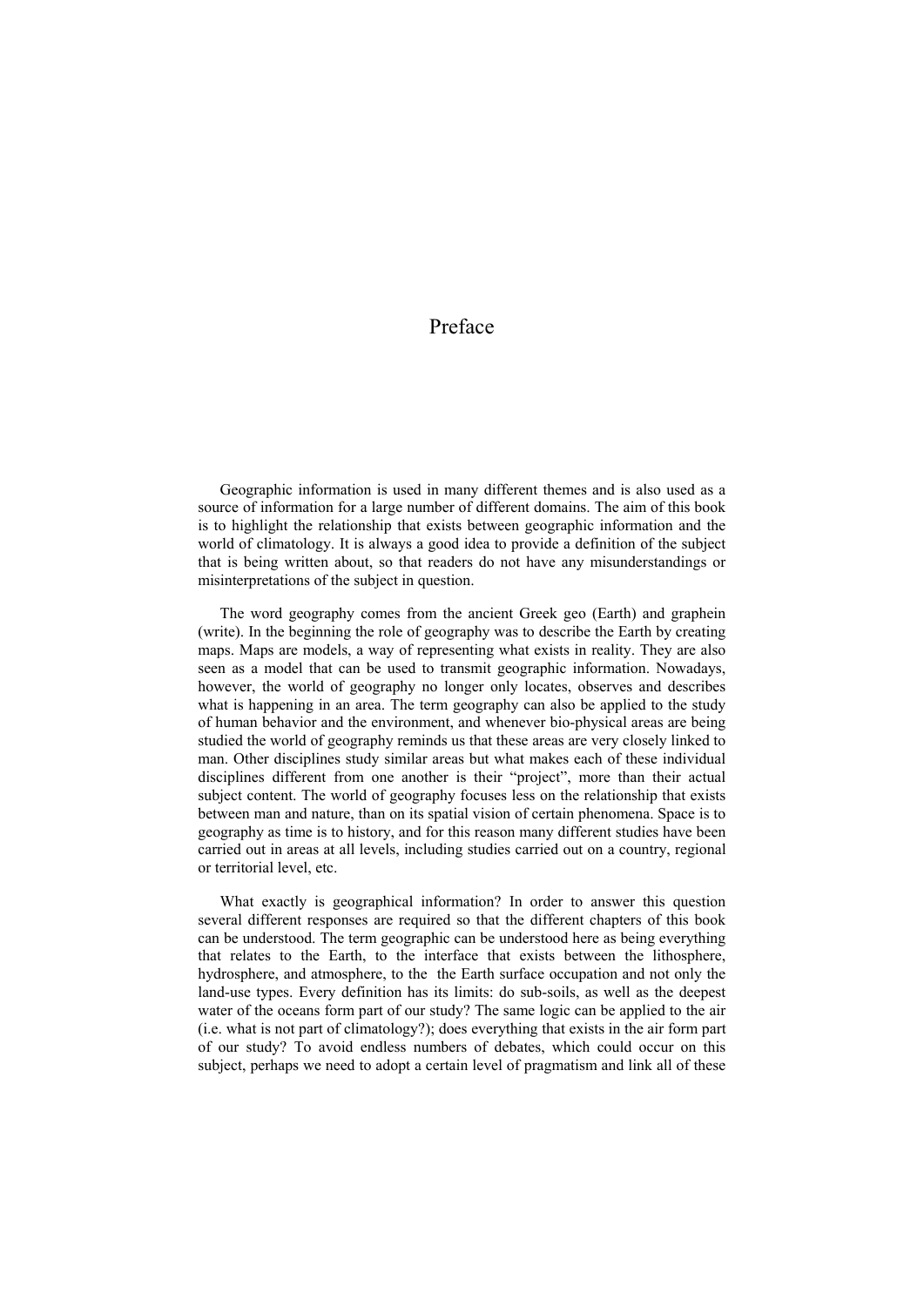# Preface

Geographic information is used in many different themes and is also used as a source of information for a large number of different domains. The aim of this book is to highlight the relationship that exists between geographic information and the world of climatology. It is always a good idea to provide a definition of the subject that is being written about, so that readers do not have any misunderstandings or misinterpretations of the subject in question.

The word geography comes from the ancient Greek geo (Earth) and graphein (write). In the beginning the role of geography was to describe the Earth by creating maps. Maps are models, a way of representing what exists in reality. They are also seen as a model that can be used to transmit geographic information. Nowadays, however, the world of geography no longer only locates, observes and describes what is happening in an area. The term geography can also be applied to the study of human behavior and the environment, and whenever bio-physical areas are being studied the world of geography reminds us that these areas are very closely linked to man. Other disciplines study similar areas but what makes each of these individual disciplines different from one another is their "project", more than their actual subject content. The world of geography focuses less on the relationship that exists between man and nature, than on its spatial vision of certain phenomena. Space is to geography as time is to history, and for this reason many different studies have been carried out in areas at all levels, including studies carried out on a country, regional or territorial level, etc.

What exactly is geographical information? In order to answer this question several different responses are required so that the different chapters of this book can be understood. The term geographic can be understood here as being everything that relates to the Earth, to the interface that exists between the lithosphere, hydrosphere, and atmosphere, to the the Earth surface occupation and not only the land-use types. Every definition has its limits: do sub-soils, as well as the deepest water of the oceans form part of our study? The same logic can be applied to the air (i.e. what is not part of climatology?); does everything that exists in the air form part of our study? To avoid endless numbers of debates, which could occur on this subject, perhaps we need to adopt a certain level of pragmatism and link all of these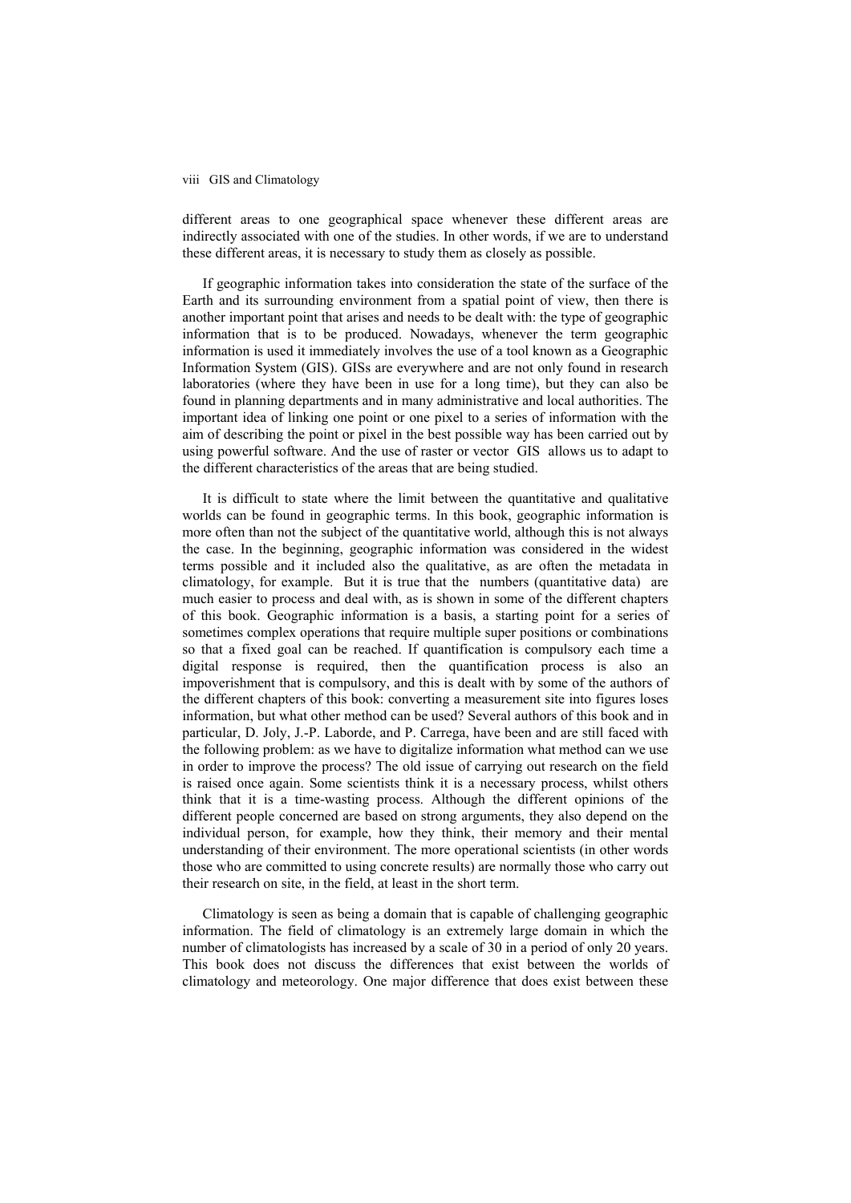different areas to one geographical space whenever these different areas are indirectly associated with one of the studies. In other words, if we are to understand these different areas, it is necessary to study them as closely as possible.

If geographic information takes into consideration the state of the surface of the Earth and its surrounding environment from a spatial point of view, then there is another important point that arises and needs to be dealt with: the type of geographic information that is to be produced. Nowadays, whenever the term geographic information is used it immediately involves the use of a tool known as a Geographic Information System (GIS). GISs are everywhere and are not only found in research laboratories (where they have been in use for a long time), but they can also be found in planning departments and in many administrative and local authorities. The important idea of linking one point or one pixel to a series of information with the aim of describing the point or pixel in the best possible way has been carried out by using powerful software. And the use of raster or vector GIS allows us to adapt to the different characteristics of the areas that are being studied.

It is difficult to state where the limit between the quantitative and qualitative worlds can be found in geographic terms. In this book, geographic information is more often than not the subject of the quantitative world, although this is not always the case. In the beginning, geographic information was considered in the widest terms possible and it included also the qualitative, as are often the metadata in climatology, for example. But it is true that the numbers (quantitative data) are much easier to process and deal with, as is shown in some of the different chapters of this book. Geographic information is a basis, a starting point for a series of sometimes complex operations that require multiple super positions or combinations so that a fixed goal can be reached. If quantification is compulsory each time a digital response is required, then the quantification process is also an impoverishment that is compulsory, and this is dealt with by some of the authors of the different chapters of this book: converting a measurement site into figures loses information, but what other method can be used? Several authors of this book and in particular, D. Joly, J.-P. Laborde, and P. Carrega, have been and are still faced with the following problem: as we have to digitalize information what method can we use in order to improve the process? The old issue of carrying out research on the field is raised once again. Some scientists think it is a necessary process, whilst others think that it is a time-wasting process. Although the different opinions of the different people concerned are based on strong arguments, they also depend on the individual person, for example, how they think, their memory and their mental understanding of their environment. The more operational scientists (in other words those who are committed to using concrete results) are normally those who carry out their research on site, in the field, at least in the short term.

Climatology is seen as being a domain that is capable of challenging geographic information. The field of climatology is an extremely large domain in which the number of climatologists has increased by a scale of 30 in a period of only 20 years. This book does not discuss the differences that exist between the worlds of climatology and meteorology. One major difference that does exist between these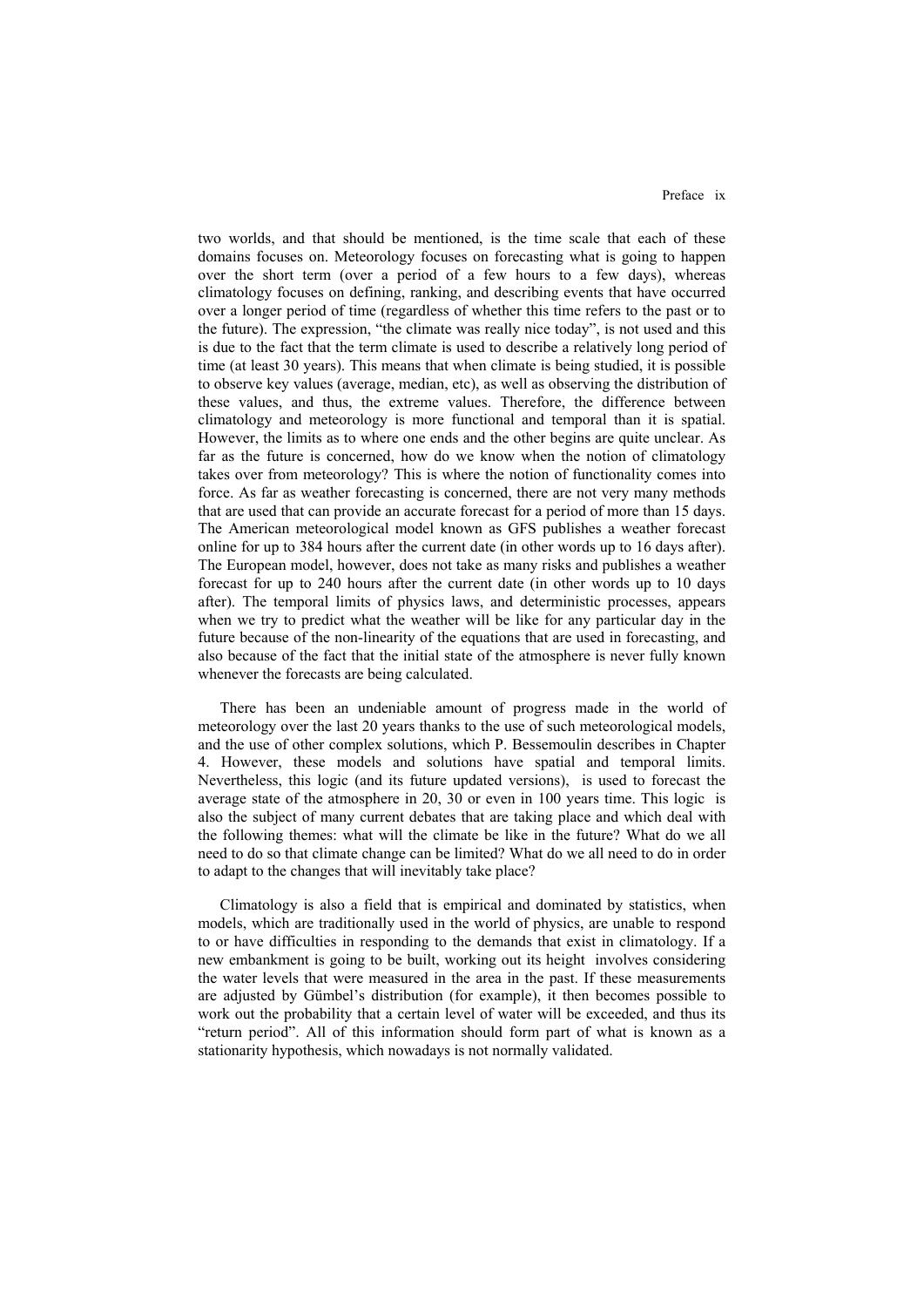two worlds, and that should be mentioned, is the time scale that each of these domains focuses on. Meteorology focuses on forecasting what is going to happen over the short term (over a period of a few hours to a few days), whereas climatology focuses on defining, ranking, and describing events that have occurred over a longer period of time (regardless of whether this time refers to the past or to the future). The expression, "the climate was really nice today", is not used and this is due to the fact that the term climate is used to describe a relatively long period of time (at least 30 years). This means that when climate is being studied, it is possible to observe key values (average, median, etc), as well as observing the distribution of these values, and thus, the extreme values. Therefore, the difference between climatology and meteorology is more functional and temporal than it is spatial. However, the limits as to where one ends and the other begins are quite unclear. As far as the future is concerned, how do we know when the notion of climatology takes over from meteorology? This is where the notion of functionality comes into force. As far as weather forecasting is concerned, there are not very many methods that are used that can provide an accurate forecast for a period of more than 15 days. The American meteorological model known as GFS publishes a weather forecast online for up to 384 hours after the current date (in other words up to 16 days after). The European model, however, does not take as many risks and publishes a weather forecast for up to 240 hours after the current date (in other words up to 10 days after). The temporal limits of physics laws, and deterministic processes, appears when we try to predict what the weather will be like for any particular day in the future because of the non-linearity of the equations that are used in forecasting, and also because of the fact that the initial state of the atmosphere is never fully known whenever the forecasts are being calculated.

There has been an undeniable amount of progress made in the world of meteorology over the last 20 years thanks to the use of such meteorological models, and the use of other complex solutions, which P. Bessemoulin describes in Chapter 4. However, these models and solutions have spatial and temporal limits. Nevertheless, this logic (and its future updated versions), is used to forecast the average state of the atmosphere in 20, 30 or even in 100 years time. This logic is also the subject of many current debates that are taking place and which deal with the following themes: what will the climate be like in the future? What do we all need to do so that climate change can be limited? What do we all need to do in order to adapt to the changes that will inevitably take place?

Climatology is also a field that is empirical and dominated by statistics, when models, which are traditionally used in the world of physics, are unable to respond to or have difficulties in responding to the demands that exist in climatology. If a new embankment is going to be built, working out its height involves considering the water levels that were measured in the area in the past. If these measurements are adjusted by Gümbel's distribution (for example), it then becomes possible to work out the probability that a certain level of water will be exceeded, and thus its "return period". All of this information should form part of what is known as a stationarity hypothesis, which nowadays is not normally validated.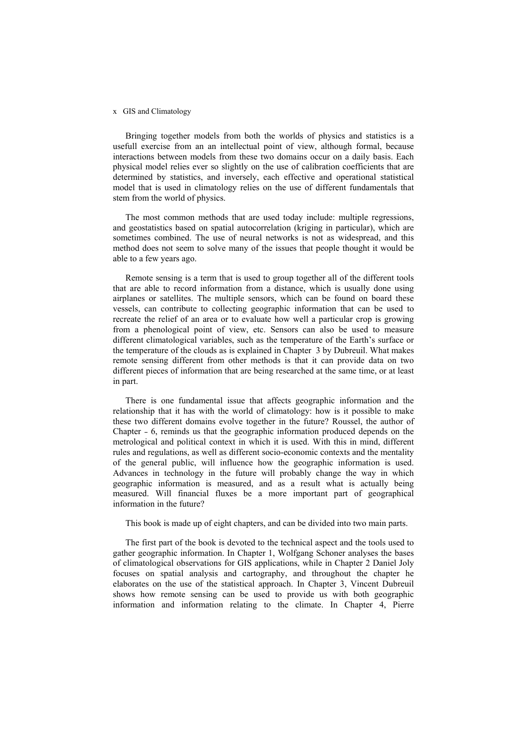Bringing together models from both the worlds of physics and statistics is a usefull exercise from an an intellectual point of view, although formal, because interactions between models from these two domains occur on a daily basis. Each physical model relies ever so slightly on the use of calibration coefficients that are determined by statistics, and inversely, each effective and operational statistical model that is used in climatology relies on the use of different fundamentals that stem from the world of physics.

The most common methods that are used today include: multiple regressions, and geostatistics based on spatial autocorrelation (kriging in particular), which are sometimes combined. The use of neural networks is not as widespread, and this method does not seem to solve many of the issues that people thought it would be able to a few years ago.

Remote sensing is a term that is used to group together all of the different tools that are able to record information from a distance, which is usually done using airplanes or satellites. The multiple sensors, which can be found on board these vessels, can contribute to collecting geographic information that can be used to recreate the relief of an area or to evaluate how well a particular crop is growing from a phenological point of view, etc. Sensors can also be used to measure different climatological variables, such as the temperature of the Earth's surface or the temperature of the clouds as is explained in Chapter 3 by Dubreuil. What makes remote sensing different from other methods is that it can provide data on two different pieces of information that are being researched at the same time, or at least in part.

There is one fundamental issue that affects geographic information and the relationship that it has with the world of climatology: how is it possible to make these two different domains evolve together in the future? Roussel, the author of Chapter - 6, reminds us that the geographic information produced depends on the metrological and political context in which it is used. With this in mind, different rules and regulations, as well as different socio-economic contexts and the mentality of the general public, will influence how the geographic information is used. Advances in technology in the future will probably change the way in which geographic information is measured, and as a result what is actually being measured. Will financial fluxes be a more important part of geographical information in the future?

This book is made up of eight chapters, and can be divided into two main parts.

The first part of the book is devoted to the technical aspect and the tools used to gather geographic information. In Chapter 1, Wolfgang Schoner analyses the bases of climatological observations for GIS applications, while in Chapter 2 Daniel Joly focuses on spatial analysis and cartography, and throughout the chapter he elaborates on the use of the statistical approach. In Chapter 3, Vincent Dubreuil shows how remote sensing can be used to provide us with both geographic information and information relating to the climate. In Chapter 4, Pierre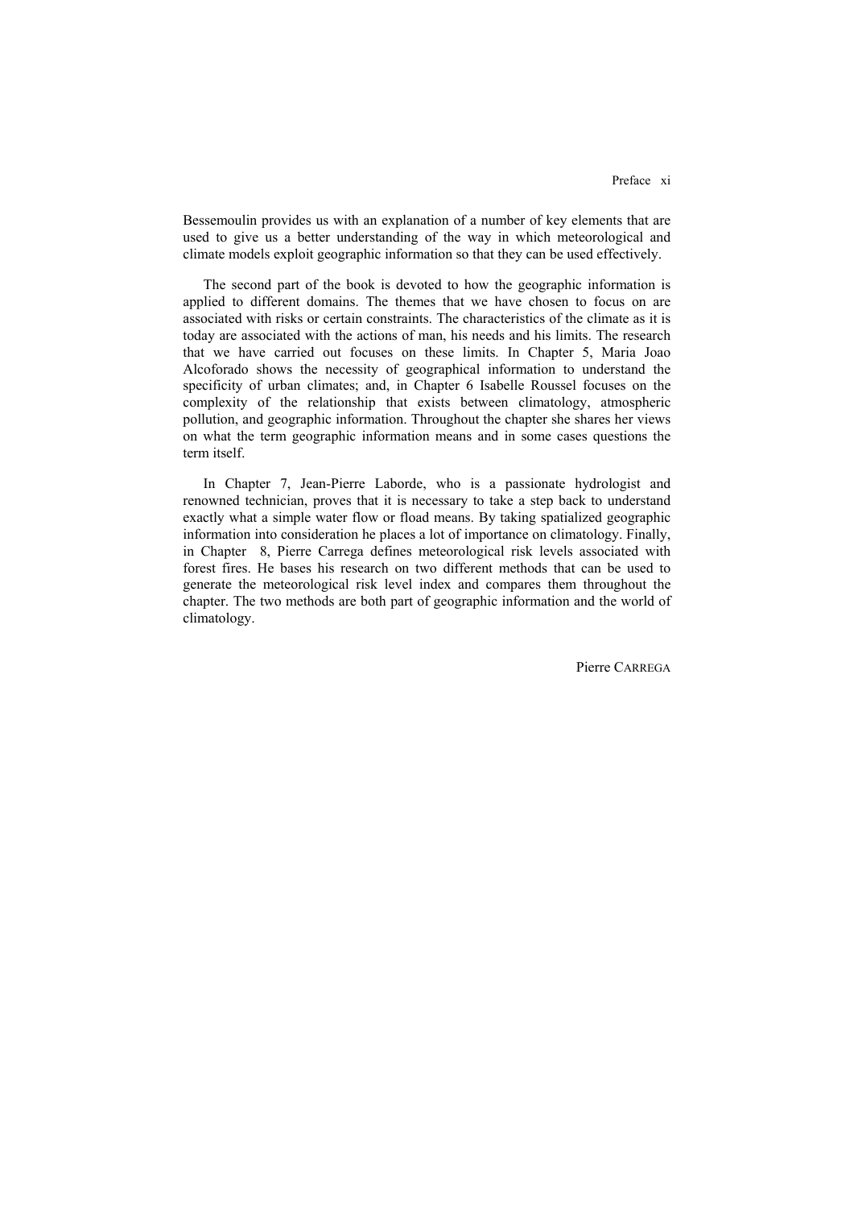Bessemoulin provides us with an explanation of a number of key elements that are used to give us a better understanding of the way in which meteorological and climate models exploit geographic information so that they can be used effectively.

The second part of the book is devoted to how the geographic information is applied to different domains. The themes that we have chosen to focus on are associated with risks or certain constraints. The characteristics of the climate as it is today are associated with the actions of man, his needs and his limits. The research that we have carried out focuses on these limits. In Chapter 5, Maria Joao Alcoforado shows the necessity of geographical information to understand the specificity of urban climates; and, in Chapter 6 Isabelle Roussel focuses on the complexity of the relationship that exists between climatology, atmospheric pollution, and geographic information. Throughout the chapter she shares her views on what the term geographic information means and in some cases questions the term itself.

In Chapter 7, Jean-Pierre Laborde, who is a passionate hydrologist and renowned technician, proves that it is necessary to take a step back to understand exactly what a simple water flow or fload means. By taking spatialized geographic information into consideration he places a lot of importance on climatology. Finally, in Chapter 8, Pierre Carrega defines meteorological risk levels associated with forest fires. He bases his research on two different methods that can be used to generate the meteorological risk level index and compares them throughout the chapter. The two methods are both part of geographic information and the world of climatology.

Pierre CARREGA